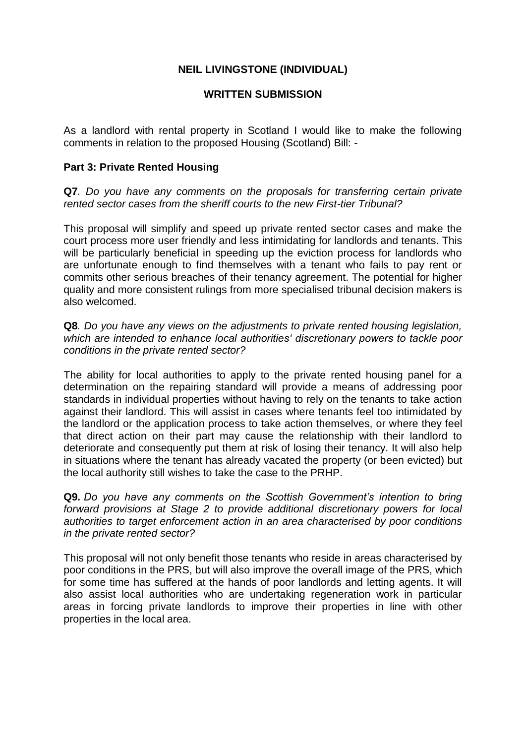**NEIL LIVINGSTONE (INDIVIDUAL)**

**WRITTEN SUBMISSION**

As a landlord with rental property in Scotland I would like to make the following comments in relation to the proposed Housing (Scotland) Bill: -

**Part 3: Private Rented Housing**

**Q7**. *Do you have any comments on the proposals for transferring certain private rented sector cases from the sheriff courts to the new First-tier Tribunal?*

This proposal will simplify and speed up private rented sector cases and make the court process more user friendly and less intimidating for landlords and tenants. This will be particularly beneficial in speeding up the eviction process for landlords who are unfortunate enough to find themselves with a tenant who fails to pay rent or commits other serious breaches of their tenancy agreement. The potential for higher quality and more consistent rulings from more specialised tribunal decision makers is also welcomed.

**Q8**. *Do you have any views on the adjustments to private rented housing legislation, which are intended to enhance local authorities' discretionary powers to tackle poor conditions in the private rented sector?*

The ability for local authorities to apply to the private rented housing panel for a determination on the repairing standard will provide a means of addressing poor standards in individual properties without having to rely on the tenants to take action against their landlord. This will assist in cases where tenants feel too intimidated by the landlord or the application process to take action themselves, or where they feel that direct action on their part may cause the relationship with their landlord to deteriorate and consequently put them at risk of losing their tenancy. It will also help in situations where the tenant has already vacated the property (or been evicted) but the local authority still wishes to take the case to the PRHP.

**Q9.** *Do you have any comments on the Scottish Government's intention to bring forward provisions at Stage 2 to provide additional discretionary powers for local authorities to target enforcement action in an area characterised by poor conditions in the private rented sector?*

This proposal will not only benefit those tenants who reside in areas characterised by poor conditions in the PRS, but will also improve the overall image of the PRS, which for some time has suffered at the hands of poor landlords and letting agents. It will also assist local authorities who are undertaking regeneration work in particular areas in forcing private landlords to improve their properties in line with other properties in the local area.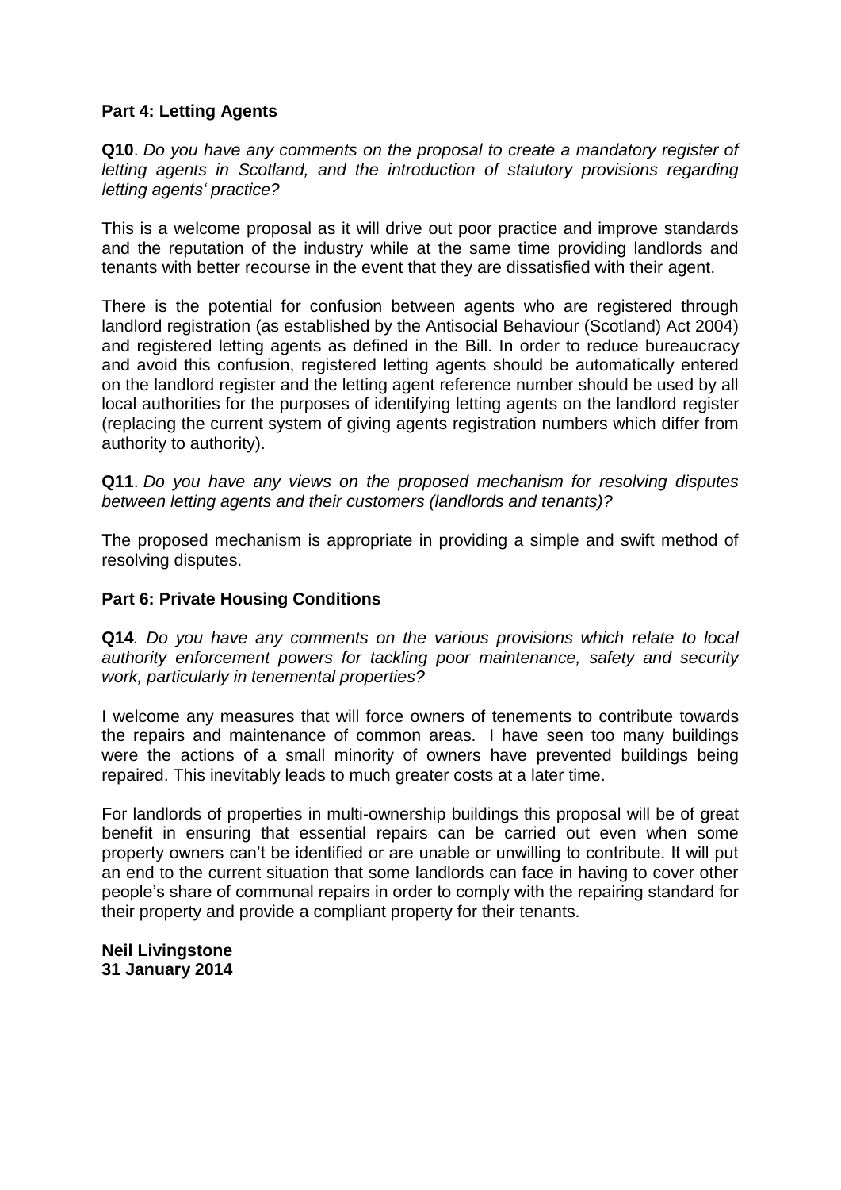**Part 4: Letting Agents**

**Q10**. *Do you have any comments on the proposal to create a mandatory register of letting agents in Scotland, and the introduction of statutory provisions regarding letting agents' practice?*

This is a welcome proposal as it will drive out poor practice and improve standards and the reputation of the industry while at the same time providing landlords and tenants with better recourse in the event that they are dissatisfied with their agent.

There is the potential for confusion between agents who are registered through landlord registration (as established by the Antisocial Behaviour (Scotland) Act 2004) and registered letting agents as defined in the Bill. In order to reduce bureaucracy and avoid this confusion, registered letting agents should be automatically entered on the landlord register and the letting agent reference number should be used by all local authorities for the purposes of identifying letting agents on the landlord register (replacing the current system of giving agents registration numbers which differ from authority to authority).

**Q11**. *Do you have any views on the proposed mechanism for resolving disputes between letting agents and their customers (landlords and tenants)?*

The proposed mechanism is appropriate in providing a simple and swift method of resolving disputes.

**Part 6: Private Housing Conditions**

**Q14**. *Do you have any comments on the various provisions which relate to local authority enforcement powers for tackling poor maintenance, safety and security work, particularly in tenemental properties?*

I welcome any measures that will force owners of tenements to contribute towards the repairs and maintenance of common areas. I have seen too many buildings were the actions of a small minority of owners have prevented buildings being repaired. This inevitably leads to much greater costs at a later time.

For landlords of properties in multi-ownership buildings this proposal will be of great benefit in ensuring that essential repairs can be carried out even when some property owners can't be identified or are unable or unwilling to contribute. It will put an end to the current situation that some landlords can face in having to cover other people's share of communal repairs in order to comply with the repairing standard for their property and provide a compliant property for their tenants.

**Neil Livingstone**
**31 January 2014**